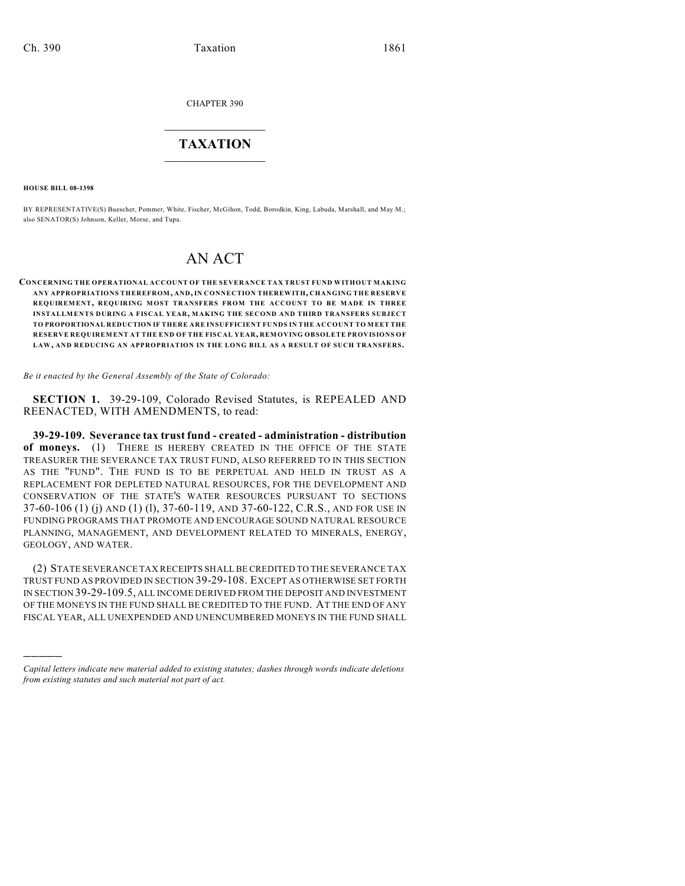CHAPTER 390

# TAXATION

**HOUSE BILL 08-1398**

BY REPRESENTATIVE(S) Buescher, Pommer, White, Fischer, McGihon, Todd, Borodkin, King, Labuda, Marshall, and May M.; also SENATOR(S) Johnson, Keller, Morse, and Tupa.

# AN ACT

**CONCERNING THE OPERATIONAL ACCOUNT OF THE SEVERANCE TAX TRUST FUND WITHOUT MAKING ANY APPROPRIATIONS THEREFROM, AND, IN CONNECTION THEREWITH, CHANGING THE RESERVE REQUIREMENT, REQUIRING MOST TRANSFERS FROM THE ACCOUNT TO BE MADE IN THREE INSTALLMENTS DURING A FISCAL YEAR, MAKING THE SECOND AND THIRD TRANSFERS SUBJECT TO PROPORTIONAL REDUCTION IF THERE ARE INSUFFICIENT FUNDS IN THE ACCOUNT TO MEET THE RESERVE REQUIREMENT AT THE END OF THE FISCAL YEAR, REMOVING OBSOLETE PROVISIONS OF LAW, AND REDUCING AN APPROPRIATION IN THE LONG BILL AS A RESULT OF SUCH TRANSFERS.**

*Be it enacted by the General Assembly of the State of Colorado:*

**SECTION 1.** 39-29-109, Colorado Revised Statutes, is REPEALED AND REENACTED, WITH AMENDMENTS, to read:

**39-29-109. Severance tax trust fund - created - administration - distribution of moneys.** (1) THERE IS HEREBY CREATED IN THE OFFICE OF THE STATE TREASURER THE SEVERANCE TAX TRUST FUND, ALSO REFERRED TO IN THIS SECTION AS THE "FUND". THE FUND IS TO BE PERPETUAL AND HELD IN TRUST AS A REPLACEMENT FOR DEPLETED NATURAL RESOURCES, FOR THE DEVELOPMENT AND CONSERVATION OF THE STATE'S WATER RESOURCES PURSUANT TO SECTIONS 37-60-106 (1) (j) AND (1) (l), 37-60-119, AND 37-60-122, C.R.S., AND FOR USE IN FUNDING PROGRAMS THAT PROMOTE AND ENCOURAGE SOUND NATURAL RESOURCE PLANNING, MANAGEMENT, AND DEVELOPMENT RELATED TO MINERALS, ENERGY, GEOLOGY, AND WATER.

(2) STATE SEVERANCE TAX RECEIPTS SHALL BE CREDITED TO THE SEVERANCE TAX TRUST FUND AS PROVIDED IN SECTION 39-29-108. EXCEPT AS OTHERWISE SET FORTH IN SECTION 39-29-109.5, ALL INCOME DERIVED FROM THE DEPOSIT AND INVESTMENT OF THE MONEYS IN THE FUND SHALL BE CREDITED TO THE FUND. AT THE END OF ANY FISCAL YEAR, ALL UNEXPENDED AND UNENCUMBERED MONEYS IN THE FUND SHALL

---

*Capital letters indicate new material added to existing statutes; dashes through words indicate deletions from existing statutes and such material not part of act.*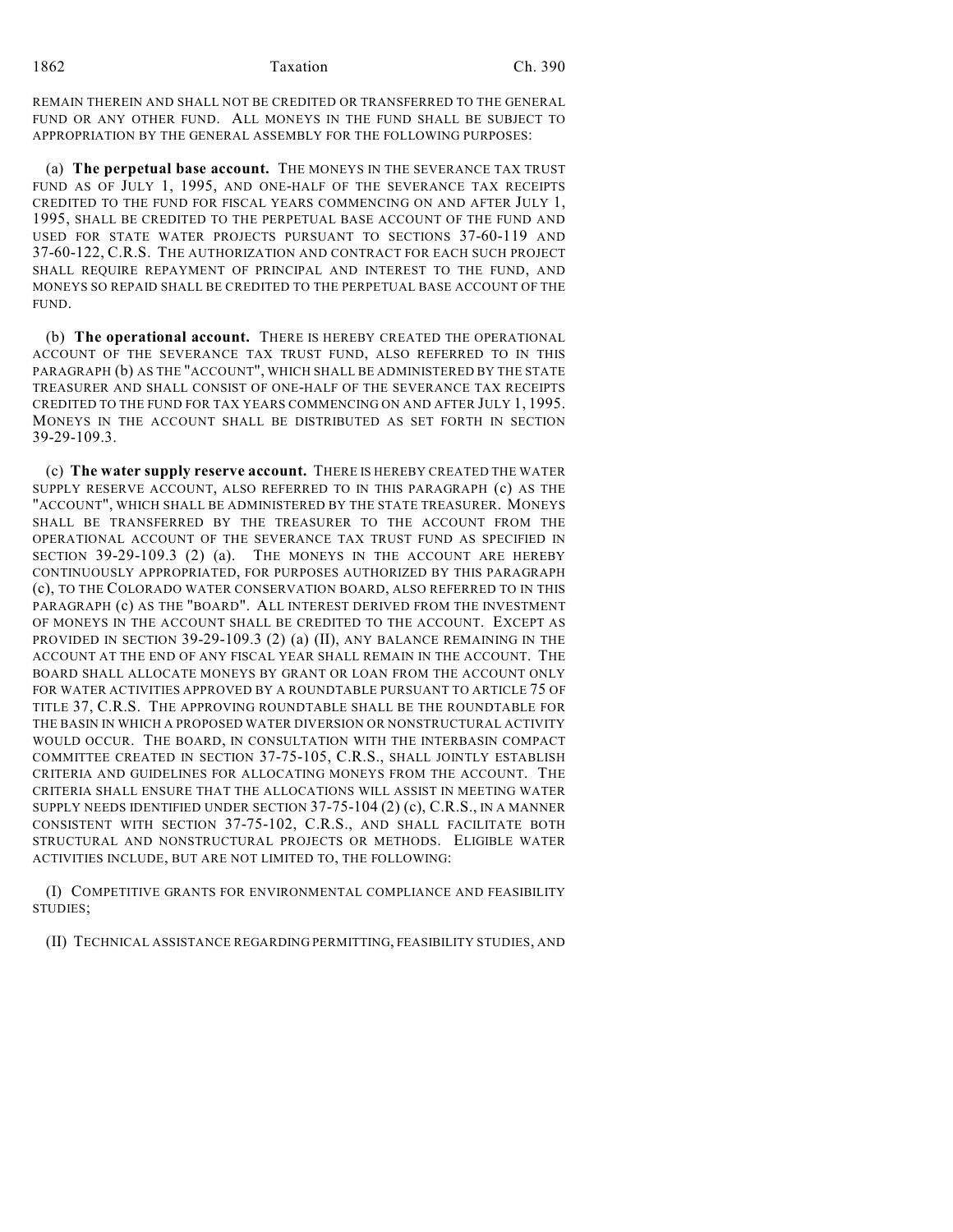REMAIN THEREIN AND SHALL NOT BE CREDITED OR TRANSFERRED TO THE GENERAL FUND OR ANY OTHER FUND. ALL MONEYS IN THE FUND SHALL BE SUBJECT TO APPROPRIATION BY THE GENERAL ASSEMBLY FOR THE FOLLOWING PURPOSES:

(a) **The perpetual base account.** THE MONEYS IN THE SEVERANCE TAX TRUST FUND AS OF JULY 1, 1995, AND ONE-HALF OF THE SEVERANCE TAX RECEIPTS CREDITED TO THE FUND FOR FISCAL YEARS COMMENCING ON AND AFTER JULY 1, 1995, SHALL BE CREDITED TO THE PERPETUAL BASE ACCOUNT OF THE FUND AND USED FOR STATE WATER PROJECTS PURSUANT TO SECTIONS 37-60-119 AND 37-60-122, C.R.S. THE AUTHORIZATION AND CONTRACT FOR EACH SUCH PROJECT SHALL REQUIRE REPAYMENT OF PRINCIPAL AND INTEREST TO THE FUND, AND MONEYS SO REPAID SHALL BE CREDITED TO THE PERPETUAL BASE ACCOUNT OF THE FUND.

(b) **The operational account.** THERE IS HEREBY CREATED THE OPERATIONAL ACCOUNT OF THE SEVERANCE TAX TRUST FUND, ALSO REFERRED TO IN THIS PARAGRAPH (b) AS THE "ACCOUNT", WHICH SHALL BE ADMINISTERED BY THE STATE TREASURER AND SHALL CONSIST OF ONE-HALF OF THE SEVERANCE TAX RECEIPTS CREDITED TO THE FUND FOR TAX YEARS COMMENCING ON AND AFTER JULY 1, 1995. MONEYS IN THE ACCOUNT SHALL BE DISTRIBUTED AS SET FORTH IN SECTION 39-29-109.3.

(c) **The water supply reserve account.** THERE IS HEREBY CREATED THE WATER SUPPLY RESERVE ACCOUNT, ALSO REFERRED TO IN THIS PARAGRAPH (c) AS THE "ACCOUNT", WHICH SHALL BE ADMINISTERED BY THE STATE TREASURER. MONEYS SHALL BE TRANSFERRED BY THE TREASURER TO THE ACCOUNT FROM THE OPERATIONAL ACCOUNT OF THE SEVERANCE TAX TRUST FUND AS SPECIFIED IN SECTION 39-29-109.3 (2) (a). THE MONEYS IN THE ACCOUNT ARE HEREBY CONTINUOUSLY APPROPRIATED, FOR PURPOSES AUTHORIZED BY THIS PARAGRAPH (c), TO THE COLORADO WATER CONSERVATION BOARD, ALSO REFERRED TO IN THIS PARAGRAPH (c) AS THE "BOARD". ALL INTEREST DERIVED FROM THE INVESTMENT OF MONEYS IN THE ACCOUNT SHALL BE CREDITED TO THE ACCOUNT. EXCEPT AS PROVIDED IN SECTION 39-29-109.3 (2) (a) (II), ANY BALANCE REMAINING IN THE ACCOUNT AT THE END OF ANY FISCAL YEAR SHALL REMAIN IN THE ACCOUNT. THE BOARD SHALL ALLOCATE MONEYS BY GRANT OR LOAN FROM THE ACCOUNT ONLY FOR WATER ACTIVITIES APPROVED BY A ROUNDTABLE PURSUANT TO ARTICLE 75 OF TITLE 37, C.R.S. THE APPROVING ROUNDTABLE SHALL BE THE ROUNDTABLE FOR THE BASIN IN WHICH A PROPOSED WATER DIVERSION OR NONSTRUCTURAL ACTIVITY WOULD OCCUR. THE BOARD, IN CONSULTATION WITH THE INTERBASIN COMPACT COMMITTEE CREATED IN SECTION 37-75-105, C.R.S., SHALL JOINTLY ESTABLISH CRITERIA AND GUIDELINES FOR ALLOCATING MONEYS FROM THE ACCOUNT. THE CRITERIA SHALL ENSURE THAT THE ALLOCATIONS WILL ASSIST IN MEETING WATER SUPPLY NEEDS IDENTIFIED UNDER SECTION 37-75-104 (2) (c), C.R.S., IN A MANNER CONSISTENT WITH SECTION 37-75-102, C.R.S., AND SHALL FACILITATE BOTH STRUCTURAL AND NONSTRUCTURAL PROJECTS OR METHODS. ELIGIBLE WATER ACTIVITIES INCLUDE, BUT ARE NOT LIMITED TO, THE FOLLOWING:

(I) COMPETITIVE GRANTS FOR ENVIRONMENTAL COMPLIANCE AND FEASIBILITY STUDIES;

(II) TECHNICAL ASSISTANCE REGARDING PERMITTING, FEASIBILITY STUDIES, AND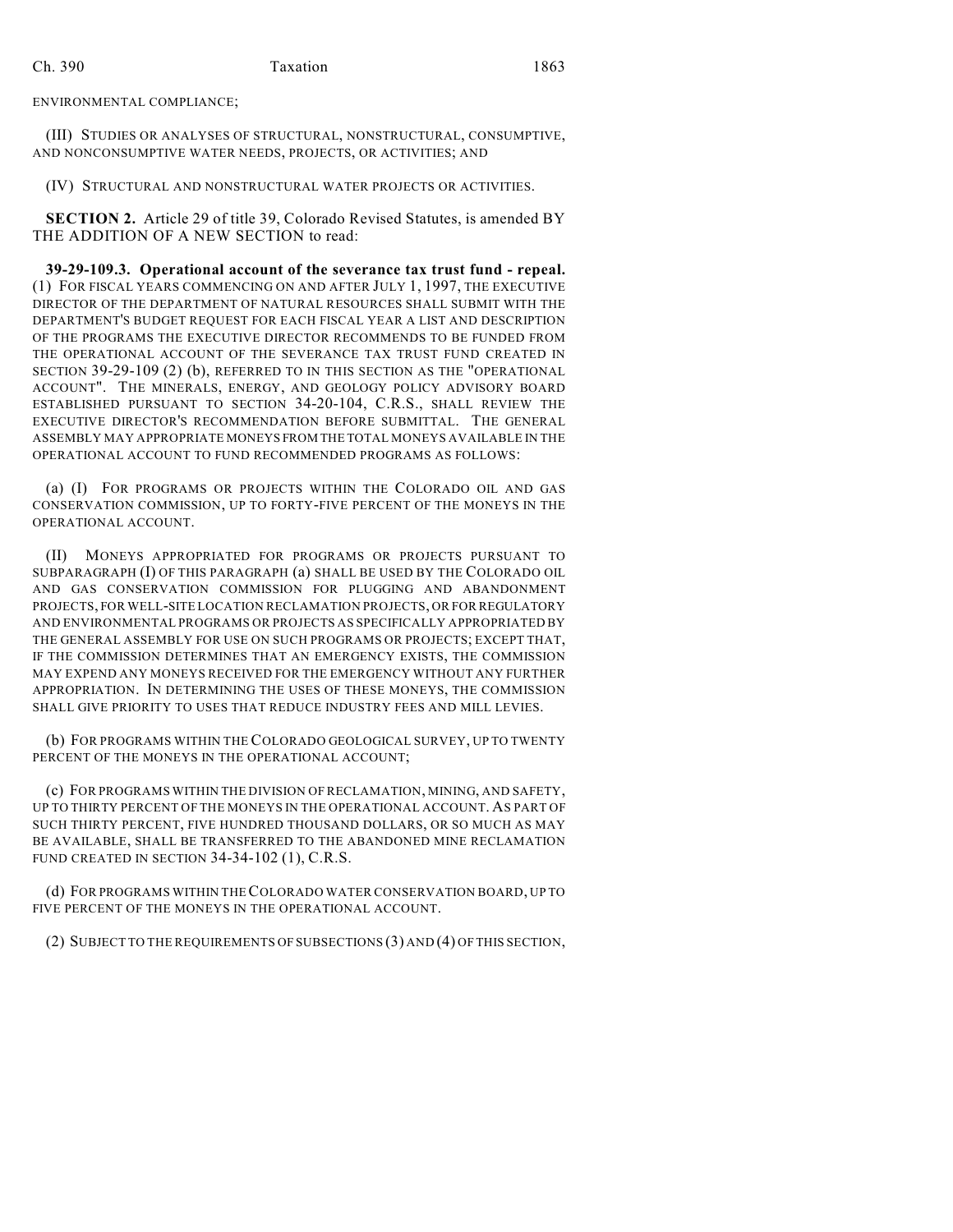ENVIRONMENTAL COMPLIANCE;

(III) STUDIES OR ANALYSES OF STRUCTURAL, NONSTRUCTURAL, CONSUMPTIVE, AND NONCONSUMPTIVE WATER NEEDS, PROJECTS, OR ACTIVITIES; AND

(IV) STRUCTURAL AND NONSTRUCTURAL WATER PROJECTS OR ACTIVITIES.

**SECTION 2.** Article 29 of title 39, Colorado Revised Statutes, is amended BY THE ADDITION OF A NEW SECTION to read:

**39-29-109.3. Operational account of the severance tax trust fund - repeal.** (1) FOR FISCAL YEARS COMMENCING ON AND AFTER JULY 1, 1997, THE EXECUTIVE DIRECTOR OF THE DEPARTMENT OF NATURAL RESOURCES SHALL SUBMIT WITH THE DEPARTMENT'S BUDGET REQUEST FOR EACH FISCAL YEAR A LIST AND DESCRIPTION OF THE PROGRAMS THE EXECUTIVE DIRECTOR RECOMMENDS TO BE FUNDED FROM THE OPERATIONAL ACCOUNT OF THE SEVERANCE TAX TRUST FUND CREATED IN SECTION 39-29-109 (2) (b), REFERRED TO IN THIS SECTION AS THE "OPERATIONAL ACCOUNT". THE MINERALS, ENERGY, AND GEOLOGY POLICY ADVISORY BOARD ESTABLISHED PURSUANT TO SECTION 34-20-104, C.R.S., SHALL REVIEW THE EXECUTIVE DIRECTOR'S RECOMMENDATION BEFORE SUBMITTAL. THE GENERAL ASSEMBLY MAY APPROPRIATE MONEYS FROM THE TOTAL MONEYS AVAILABLE IN THE OPERATIONAL ACCOUNT TO FUND RECOMMENDED PROGRAMS AS FOLLOWS:

(a) (I) FOR PROGRAMS OR PROJECTS WITHIN THE COLORADO OIL AND GAS CONSERVATION COMMISSION, UP TO FORTY-FIVE PERCENT OF THE MONEYS IN THE OPERATIONAL ACCOUNT.

(II) MONEYS APPROPRIATED FOR PROGRAMS OR PROJECTS PURSUANT TO SUBPARAGRAPH (I) OF THIS PARAGRAPH (a) SHALL BE USED BY THE COLORADO OIL AND GAS CONSERVATION COMMISSION FOR PLUGGING AND ABANDONMENT PROJECTS, FOR WELL-SITE LOCATION RECLAMATION PROJECTS, OR FOR REGULATORY AND ENVIRONMENTAL PROGRAMS OR PROJECTS AS SPECIFICALLY APPROPRIATED BY THE GENERAL ASSEMBLY FOR USE ON SUCH PROGRAMS OR PROJECTS; EXCEPT THAT, IF THE COMMISSION DETERMINES THAT AN EMERGENCY EXISTS, THE COMMISSION MAY EXPEND ANY MONEYS RECEIVED FOR THE EMERGENCY WITHOUT ANY FURTHER APPROPRIATION. IN DETERMINING THE USES OF THESE MONEYS, THE COMMISSION SHALL GIVE PRIORITY TO USES THAT REDUCE INDUSTRY FEES AND MILL LEVIES.

(b) FOR PROGRAMS WITHIN THE COLORADO GEOLOGICAL SURVEY, UP TO TWENTY PERCENT OF THE MONEYS IN THE OPERATIONAL ACCOUNT;

(c) FOR PROGRAMS WITHIN THE DIVISION OF RECLAMATION, MINING, AND SAFETY, UP TO THIRTY PERCENT OF THE MONEYS IN THE OPERATIONAL ACCOUNT. AS PART OF SUCH THIRTY PERCENT, FIVE HUNDRED THOUSAND DOLLARS, OR SO MUCH AS MAY BE AVAILABLE, SHALL BE TRANSFERRED TO THE ABANDONED MINE RECLAMATION FUND CREATED IN SECTION 34-34-102 (1), C.R.S.

(d) FOR PROGRAMS WITHIN THE COLORADO WATER CONSERVATION BOARD, UP TO FIVE PERCENT OF THE MONEYS IN THE OPERATIONAL ACCOUNT.

(2) SUBJECT TO THE REQUIREMENTS OF SUBSECTIONS (3) AND (4) OF THIS SECTION,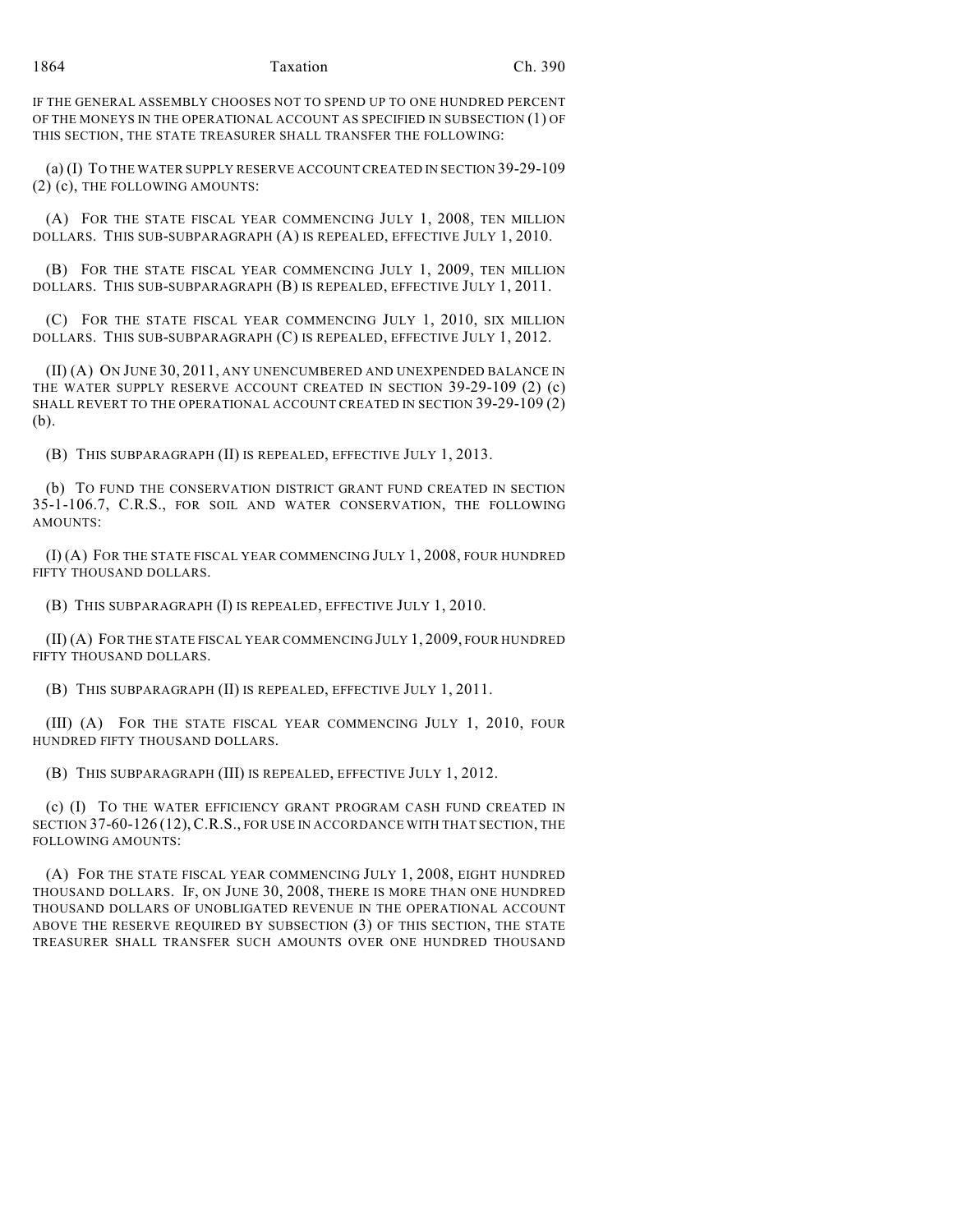IF THE GENERAL ASSEMBLY CHOOSES NOT TO SPEND UP TO ONE HUNDRED PERCENT OF THE MONEYS IN THE OPERATIONAL ACCOUNT AS SPECIFIED IN SUBSECTION (1) OF THIS SECTION, THE STATE TREASURER SHALL TRANSFER THE FOLLOWING:

(a) (I) TO THE WATER SUPPLY RESERVE ACCOUNT CREATED IN SECTION 39-29-109 (2) (c), THE FOLLOWING AMOUNTS:

(A) FOR THE STATE FISCAL YEAR COMMENCING JULY 1, 2008, TEN MILLION DOLLARS. THIS SUB-SUBPARAGRAPH (A) IS REPEALED, EFFECTIVE JULY 1, 2010.

(B) FOR THE STATE FISCAL YEAR COMMENCING JULY 1, 2009, TEN MILLION DOLLARS. THIS SUB-SUBPARAGRAPH (B) IS REPEALED, EFFECTIVE JULY 1, 2011.

(C) FOR THE STATE FISCAL YEAR COMMENCING JULY 1, 2010, SIX MILLION DOLLARS. THIS SUB-SUBPARAGRAPH (C) IS REPEALED, EFFECTIVE JULY 1, 2012.

(II) (A) ON JUNE 30, 2011, ANY UNENCUMBERED AND UNEXPENDED BALANCE IN THE WATER SUPPLY RESERVE ACCOUNT CREATED IN SECTION 39-29-109 (2) (c) SHALL REVERT TO THE OPERATIONAL ACCOUNT CREATED IN SECTION 39-29-109 (2) (b).

(B) THIS SUBPARAGRAPH (II) IS REPEALED, EFFECTIVE JULY 1, 2013.

(b) TO FUND THE CONSERVATION DISTRICT GRANT FUND CREATED IN SECTION 35-1-106.7, C.R.S., FOR SOIL AND WATER CONSERVATION, THE FOLLOWING AMOUNTS:

(I) (A) FOR THE STATE FISCAL YEAR COMMENCING JULY 1, 2008, FOUR HUNDRED FIFTY THOUSAND DOLLARS.

(B) THIS SUBPARAGRAPH (I) IS REPEALED, EFFECTIVE JULY 1, 2010.

(II) (A) FOR THE STATE FISCAL YEAR COMMENCING JULY 1, 2009, FOUR HUNDRED FIFTY THOUSAND DOLLARS.

(B) THIS SUBPARAGRAPH (II) IS REPEALED, EFFECTIVE JULY 1, 2011.

(III) (A) FOR THE STATE FISCAL YEAR COMMENCING JULY 1, 2010, FOUR HUNDRED FIFTY THOUSAND DOLLARS.

(B) THIS SUBPARAGRAPH (III) IS REPEALED, EFFECTIVE JULY 1, 2012.

(c) (I) TO THE WATER EFFICIENCY GRANT PROGRAM CASH FUND CREATED IN SECTION 37-60-126 (12), C.R.S., FOR USE IN ACCORDANCE WITH THAT SECTION, THE FOLLOWING AMOUNTS:

(A) FOR THE STATE FISCAL YEAR COMMENCING JULY 1, 2008, EIGHT HUNDRED THOUSAND DOLLARS. IF, ON JUNE 30, 2008, THERE IS MORE THAN ONE HUNDRED THOUSAND DOLLARS OF UNOBLIGATED REVENUE IN THE OPERATIONAL ACCOUNT ABOVE THE RESERVE REQUIRED BY SUBSECTION (3) OF THIS SECTION, THE STATE TREASURER SHALL TRANSFER SUCH AMOUNTS OVER ONE HUNDRED THOUSAND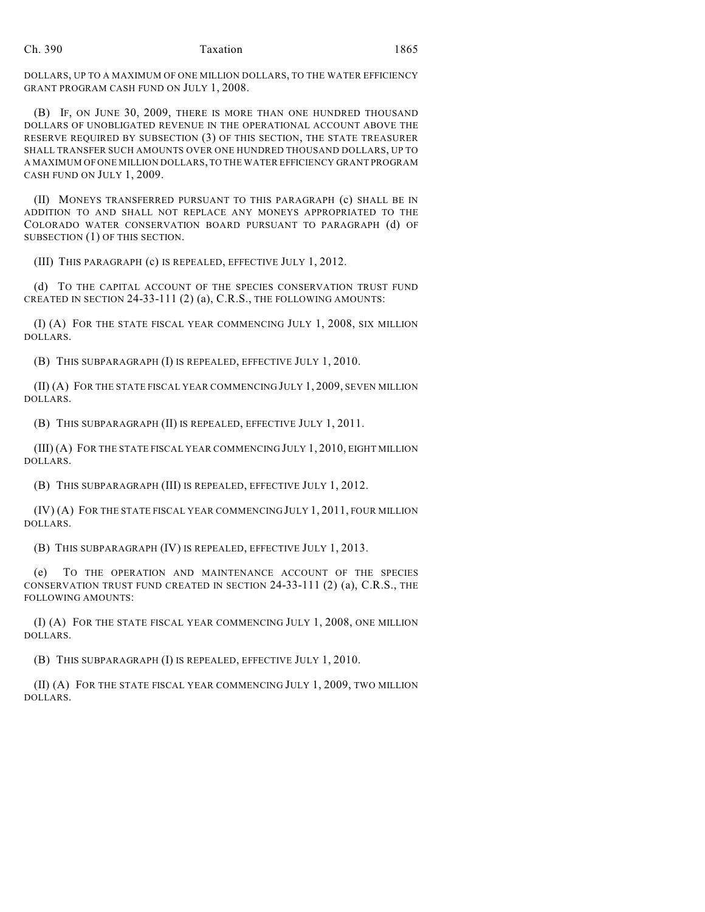DOLLARS, UP TO A MAXIMUM OF ONE MILLION DOLLARS, TO THE WATER EFFICIENCY GRANT PROGRAM CASH FUND ON JULY 1, 2008.

(B) IF, ON JUNE 30, 2009, THERE IS MORE THAN ONE HUNDRED THOUSAND DOLLARS OF UNOBLIGATED REVENUE IN THE OPERATIONAL ACCOUNT ABOVE THE RESERVE REQUIRED BY SUBSECTION (3) OF THIS SECTION, THE STATE TREASURER SHALL TRANSFER SUCH AMOUNTS OVER ONE HUNDRED THOUSAND DOLLARS, UP TO A MAXIMUM OF ONE MILLION DOLLARS, TO THE WATER EFFICIENCY GRANT PROGRAM CASH FUND ON JULY 1, 2009.

(II) MONEYS TRANSFERRED PURSUANT TO THIS PARAGRAPH (c) SHALL BE IN ADDITION TO AND SHALL NOT REPLACE ANY MONEYS APPROPRIATED TO THE COLORADO WATER CONSERVATION BOARD PURSUANT TO PARAGRAPH (d) OF SUBSECTION (1) OF THIS SECTION.

(III) THIS PARAGRAPH (c) IS REPEALED, EFFECTIVE JULY 1, 2012.

(d) TO THE CAPITAL ACCOUNT OF THE SPECIES CONSERVATION TRUST FUND CREATED IN SECTION 24-33-111 (2) (a), C.R.S., THE FOLLOWING AMOUNTS:

(I) (A) FOR THE STATE FISCAL YEAR COMMENCING JULY 1, 2008, SIX MILLION DOLLARS.

(B) THIS SUBPARAGRAPH (I) IS REPEALED, EFFECTIVE JULY 1, 2010.

(II) (A) FOR THE STATE FISCAL YEAR COMMENCING JULY 1, 2009, SEVEN MILLION DOLLARS.

(B) THIS SUBPARAGRAPH (II) IS REPEALED, EFFECTIVE JULY 1, 2011.

(III) (A) FOR THE STATE FISCAL YEAR COMMENCING JULY 1, 2010, EIGHT MILLION DOLLARS.

(B) THIS SUBPARAGRAPH (III) IS REPEALED, EFFECTIVE JULY 1, 2012.

(IV) (A) FOR THE STATE FISCAL YEAR COMMENCING JULY 1, 2011, FOUR MILLION DOLLARS.

(B) THIS SUBPARAGRAPH (IV) IS REPEALED, EFFECTIVE JULY 1, 2013.

(e) TO THE OPERATION AND MAINTENANCE ACCOUNT OF THE SPECIES CONSERVATION TRUST FUND CREATED IN SECTION 24-33-111 (2) (a), C.R.S., THE FOLLOWING AMOUNTS:

(I) (A) FOR THE STATE FISCAL YEAR COMMENCING JULY 1, 2008, ONE MILLION DOLLARS.

(B) THIS SUBPARAGRAPH (I) IS REPEALED, EFFECTIVE JULY 1, 2010.

(II) (A) FOR THE STATE FISCAL YEAR COMMENCING JULY 1, 2009, TWO MILLION DOLLARS.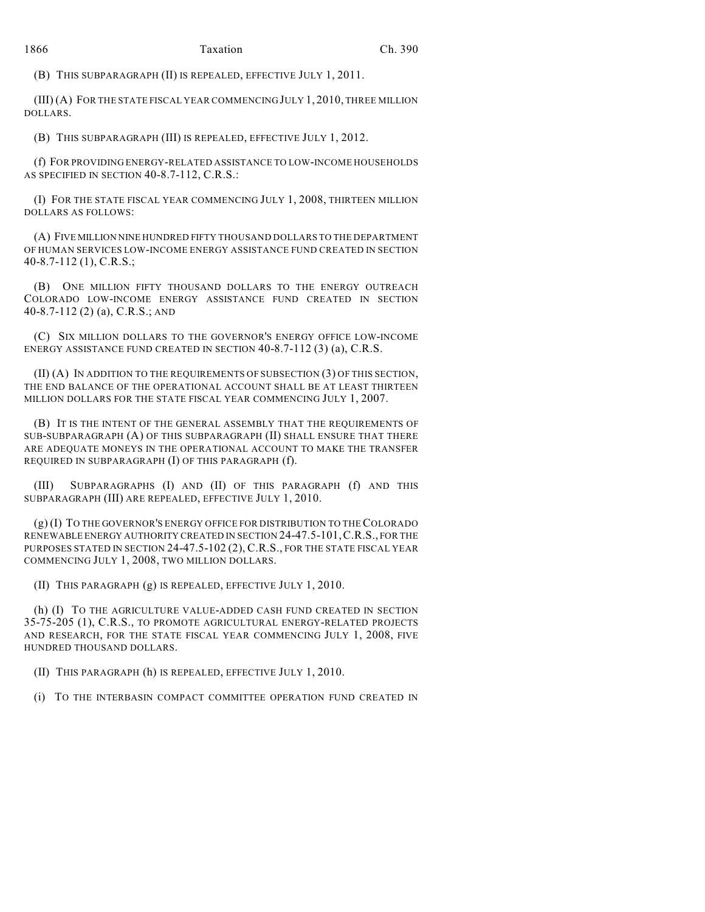(B) THIS SUBPARAGRAPH (II) IS REPEALED, EFFECTIVE JULY 1, 2011.

(III) (A) FOR THE STATE FISCAL YEAR COMMENCING JULY 1, 2010, THREE MILLION DOLLARS.

(B) THIS SUBPARAGRAPH (III) IS REPEALED, EFFECTIVE JULY 1, 2012.

(f) FOR PROVIDING ENERGY-RELATED ASSISTANCE TO LOW-INCOME HOUSEHOLDS AS SPECIFIED IN SECTION 40-8.7-112, C.R.S.:

(I) FOR THE STATE FISCAL YEAR COMMENCING JULY 1, 2008, THIRTEEN MILLION DOLLARS AS FOLLOWS:

(A) FIVE MILLION NINE HUNDRED FIFTY THOUSAND DOLLARS TO THE DEPARTMENT OF HUMAN SERVICES LOW-INCOME ENERGY ASSISTANCE FUND CREATED IN SECTION 40-8.7-112 (1), C.R.S.;

(B) ONE MILLION FIFTY THOUSAND DOLLARS TO THE ENERGY OUTREACH COLORADO LOW-INCOME ENERGY ASSISTANCE FUND CREATED IN SECTION 40-8.7-112 (2) (a), C.R.S.; AND

(C) SIX MILLION DOLLARS TO THE GOVERNOR'S ENERGY OFFICE LOW-INCOME ENERGY ASSISTANCE FUND CREATED IN SECTION 40-8.7-112 (3) (a), C.R.S.

(II) (A) IN ADDITION TO THE REQUIREMENTS OF SUBSECTION (3) OF THIS SECTION, THE END BALANCE OF THE OPERATIONAL ACCOUNT SHALL BE AT LEAST THIRTEEN MILLION DOLLARS FOR THE STATE FISCAL YEAR COMMENCING JULY 1, 2007.

(B) IT IS THE INTENT OF THE GENERAL ASSEMBLY THAT THE REQUIREMENTS OF SUB-SUBPARAGRAPH (A) OF THIS SUBPARAGRAPH (II) SHALL ENSURE THAT THERE ARE ADEQUATE MONEYS IN THE OPERATIONAL ACCOUNT TO MAKE THE TRANSFER REQUIRED IN SUBPARAGRAPH (I) OF THIS PARAGRAPH (f).

(III) SUBPARAGRAPHS (I) AND (II) OF THIS PARAGRAPH (f) AND THIS SUBPARAGRAPH (III) ARE REPEALED, EFFECTIVE JULY 1, 2010.

(g) (I) TO THE GOVERNOR'S ENERGY OFFICE FOR DISTRIBUTION TO THE COLORADO RENEWABLE ENERGY AUTHORITY CREATED IN SECTION 24-47.5-101, C.R.S., FOR THE PURPOSES STATED IN SECTION 24-47.5-102 (2), C.R.S., FOR THE STATE FISCAL YEAR COMMENCING JULY 1, 2008, TWO MILLION DOLLARS.

(II) THIS PARAGRAPH (g) IS REPEALED, EFFECTIVE JULY 1, 2010.

(h) (I) TO THE AGRICULTURE VALUE-ADDED CASH FUND CREATED IN SECTION 35-75-205 (1), C.R.S., TO PROMOTE AGRICULTURAL ENERGY-RELATED PROJECTS AND RESEARCH, FOR THE STATE FISCAL YEAR COMMENCING JULY 1, 2008, FIVE HUNDRED THOUSAND DOLLARS.

(II) THIS PARAGRAPH (h) IS REPEALED, EFFECTIVE JULY 1, 2010.

(i) TO THE INTERBASIN COMPACT COMMITTEE OPERATION FUND CREATED IN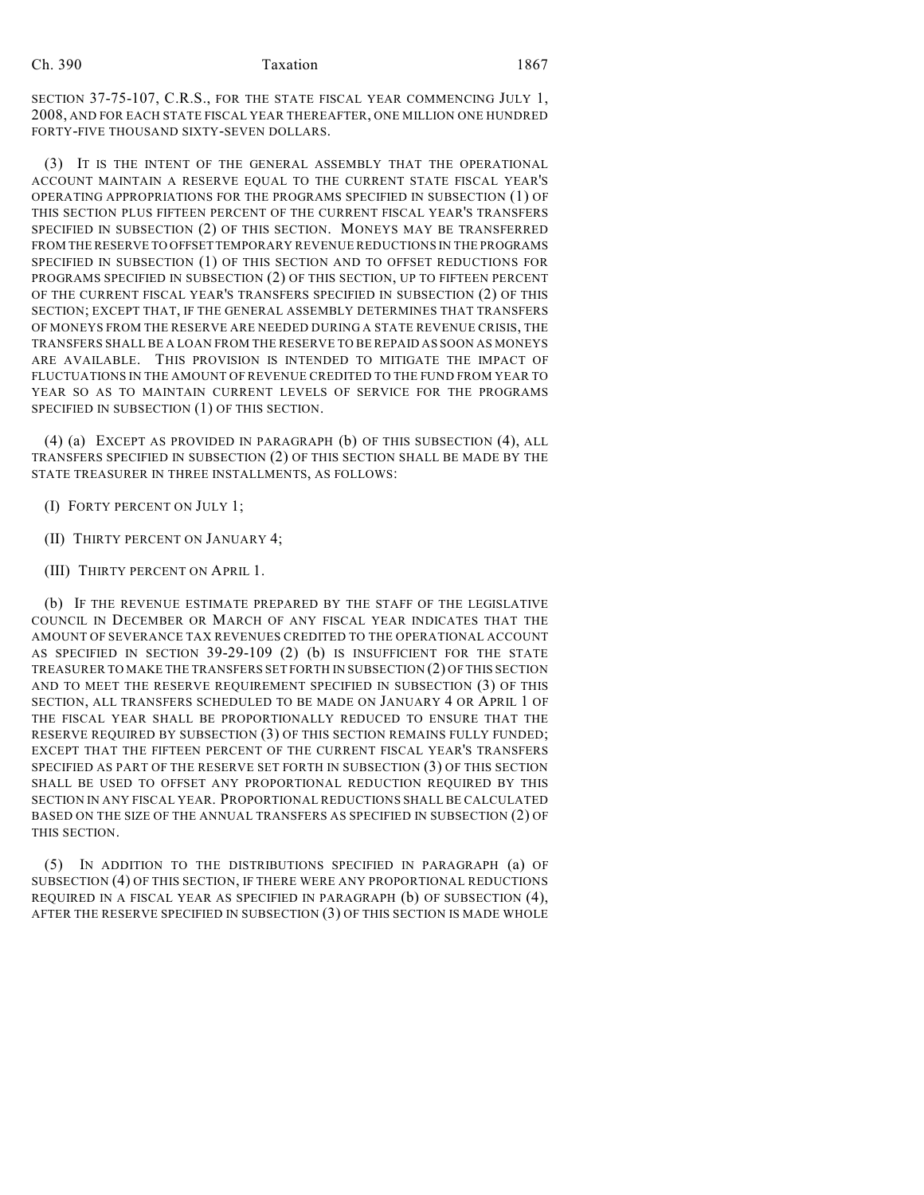SECTION 37-75-107, C.R.S., FOR THE STATE FISCAL YEAR COMMENCING JULY 1, 2008, AND FOR EACH STATE FISCAL YEAR THEREAFTER, ONE MILLION ONE HUNDRED FORTY-FIVE THOUSAND SIXTY-SEVEN DOLLARS.

(3) IT IS THE INTENT OF THE GENERAL ASSEMBLY THAT THE OPERATIONAL ACCOUNT MAINTAIN A RESERVE EQUAL TO THE CURRENT STATE FISCAL YEAR'S OPERATING APPROPRIATIONS FOR THE PROGRAMS SPECIFIED IN SUBSECTION (1) OF THIS SECTION PLUS FIFTEEN PERCENT OF THE CURRENT FISCAL YEAR'S TRANSFERS SPECIFIED IN SUBSECTION (2) OF THIS SECTION. MONEYS MAY BE TRANSFERRED FROM THE RESERVE TO OFFSET TEMPORARY REVENUE REDUCTIONS IN THE PROGRAMS SPECIFIED IN SUBSECTION (1) OF THIS SECTION AND TO OFFSET REDUCTIONS FOR PROGRAMS SPECIFIED IN SUBSECTION (2) OF THIS SECTION, UP TO FIFTEEN PERCENT OF THE CURRENT FISCAL YEAR'S TRANSFERS SPECIFIED IN SUBSECTION (2) OF THIS SECTION; EXCEPT THAT, IF THE GENERAL ASSEMBLY DETERMINES THAT TRANSFERS OF MONEYS FROM THE RESERVE ARE NEEDED DURING A STATE REVENUE CRISIS, THE TRANSFERS SHALL BE A LOAN FROM THE RESERVE TO BE REPAID AS SOON AS MONEYS ARE AVAILABLE. THIS PROVISION IS INTENDED TO MITIGATE THE IMPACT OF FLUCTUATIONS IN THE AMOUNT OF REVENUE CREDITED TO THE FUND FROM YEAR TO YEAR SO AS TO MAINTAIN CURRENT LEVELS OF SERVICE FOR THE PROGRAMS SPECIFIED IN SUBSECTION (1) OF THIS SECTION.

(4) (a) EXCEPT AS PROVIDED IN PARAGRAPH (b) OF THIS SUBSECTION (4), ALL TRANSFERS SPECIFIED IN SUBSECTION (2) OF THIS SECTION SHALL BE MADE BY THE STATE TREASURER IN THREE INSTALLMENTS, AS FOLLOWS:

(I) FORTY PERCENT ON JULY 1;

(II) THIRTY PERCENT ON JANUARY 4;

(III) THIRTY PERCENT ON APRIL 1.

(b) IF THE REVENUE ESTIMATE PREPARED BY THE STAFF OF THE LEGISLATIVE COUNCIL IN DECEMBER OR MARCH OF ANY FISCAL YEAR INDICATES THAT THE AMOUNT OF SEVERANCE TAX REVENUES CREDITED TO THE OPERATIONAL ACCOUNT AS SPECIFIED IN SECTION 39-29-109 (2) (b) IS INSUFFICIENT FOR THE STATE TREASURER TO MAKE THE TRANSFERS SET FORTH IN SUBSECTION (2) OF THIS SECTION AND TO MEET THE RESERVE REQUIREMENT SPECIFIED IN SUBSECTION (3) OF THIS SECTION, ALL TRANSFERS SCHEDULED TO BE MADE ON JANUARY 4 OR APRIL 1 OF THE FISCAL YEAR SHALL BE PROPORTIONALLY REDUCED TO ENSURE THAT THE RESERVE REQUIRED BY SUBSECTION (3) OF THIS SECTION REMAINS FULLY FUNDED; EXCEPT THAT THE FIFTEEN PERCENT OF THE CURRENT FISCAL YEAR'S TRANSFERS SPECIFIED AS PART OF THE RESERVE SET FORTH IN SUBSECTION (3) OF THIS SECTION SHALL BE USED TO OFFSET ANY PROPORTIONAL REDUCTION REQUIRED BY THIS SECTION IN ANY FISCAL YEAR. PROPORTIONAL REDUCTIONS SHALL BE CALCULATED BASED ON THE SIZE OF THE ANNUAL TRANSFERS AS SPECIFIED IN SUBSECTION (2) OF THIS SECTION.

(5) IN ADDITION TO THE DISTRIBUTIONS SPECIFIED IN PARAGRAPH (a) OF SUBSECTION (4) OF THIS SECTION, IF THERE WERE ANY PROPORTIONAL REDUCTIONS REQUIRED IN A FISCAL YEAR AS SPECIFIED IN PARAGRAPH (b) OF SUBSECTION (4), AFTER THE RESERVE SPECIFIED IN SUBSECTION (3) OF THIS SECTION IS MADE WHOLE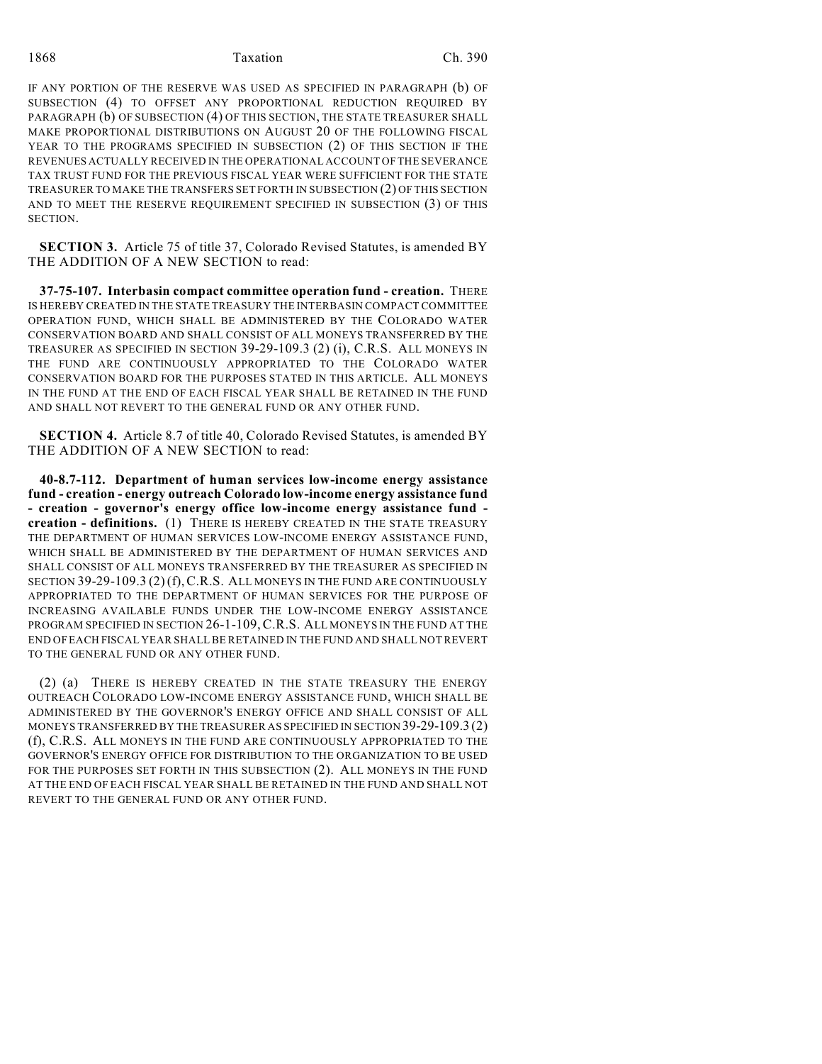IF ANY PORTION OF THE RESERVE WAS USED AS SPECIFIED IN PARAGRAPH (b) OF SUBSECTION (4) TO OFFSET ANY PROPORTIONAL REDUCTION REQUIRED BY PARAGRAPH (b) OF SUBSECTION (4) OF THIS SECTION, THE STATE TREASURER SHALL MAKE PROPORTIONAL DISTRIBUTIONS ON AUGUST 20 OF THE FOLLOWING FISCAL YEAR TO THE PROGRAMS SPECIFIED IN SUBSECTION (2) OF THIS SECTION IF THE REVENUES ACTUALLY RECEIVED IN THE OPERATIONAL ACCOUNT OF THE SEVERANCE TAX TRUST FUND FOR THE PREVIOUS FISCAL YEAR WERE SUFFICIENT FOR THE STATE TREASURER TO MAKE THE TRANSFERS SET FORTH IN SUBSECTION (2) OF THIS SECTION AND TO MEET THE RESERVE REQUIREMENT SPECIFIED IN SUBSECTION (3) OF THIS SECTION.

**SECTION 3.** Article 75 of title 37, Colorado Revised Statutes, is amended BY THE ADDITION OF A NEW SECTION to read:

**37-75-107. Interbasin compact committee operation fund - creation.** THERE IS HEREBY CREATED IN THE STATE TREASURY THE INTERBASIN COMPACT COMMITTEE OPERATION FUND, WHICH SHALL BE ADMINISTERED BY THE COLORADO WATER CONSERVATION BOARD AND SHALL CONSIST OF ALL MONEYS TRANSFERRED BY THE TREASURER AS SPECIFIED IN SECTION 39-29-109.3 (2) (i), C.R.S. ALL MONEYS IN THE FUND ARE CONTINUOUSLY APPROPRIATED TO THE COLORADO WATER CONSERVATION BOARD FOR THE PURPOSES STATED IN THIS ARTICLE. ALL MONEYS IN THE FUND AT THE END OF EACH FISCAL YEAR SHALL BE RETAINED IN THE FUND AND SHALL NOT REVERT TO THE GENERAL FUND OR ANY OTHER FUND.

**SECTION 4.** Article 8.7 of title 40, Colorado Revised Statutes, is amended BY THE ADDITION OF A NEW SECTION to read:

**40-8.7-112. Department of human services low-income energy assistance fund - creation - energy outreach Colorado low-income energy assistance fund - creation - governor's energy office low-income energy assistance fund - creation - definitions.** (1) THERE IS HEREBY CREATED IN THE STATE TREASURY THE DEPARTMENT OF HUMAN SERVICES LOW-INCOME ENERGY ASSISTANCE FUND, WHICH SHALL BE ADMINISTERED BY THE DEPARTMENT OF HUMAN SERVICES AND SHALL CONSIST OF ALL MONEYS TRANSFERRED BY THE TREASURER AS SPECIFIED IN SECTION 39-29-109.3 (2) (f), C.R.S. ALL MONEYS IN THE FUND ARE CONTINUOUSLY APPROPRIATED TO THE DEPARTMENT OF HUMAN SERVICES FOR THE PURPOSE OF INCREASING AVAILABLE FUNDS UNDER THE LOW-INCOME ENERGY ASSISTANCE PROGRAM SPECIFIED IN SECTION 26-1-109, C.R.S. ALL MONEYS IN THE FUND AT THE END OF EACH FISCAL YEAR SHALL BE RETAINED IN THE FUND AND SHALL NOT REVERT TO THE GENERAL FUND OR ANY OTHER FUND.

(2) (a) THERE IS HEREBY CREATED IN THE STATE TREASURY THE ENERGY OUTREACH COLORADO LOW-INCOME ENERGY ASSISTANCE FUND, WHICH SHALL BE ADMINISTERED BY THE GOVERNOR'S ENERGY OFFICE AND SHALL CONSIST OF ALL MONEYS TRANSFERRED BY THE TREASURER AS SPECIFIED IN SECTION 39-29-109.3 (2) (f), C.R.S. ALL MONEYS IN THE FUND ARE CONTINUOUSLY APPROPRIATED TO THE GOVERNOR'S ENERGY OFFICE FOR DISTRIBUTION TO THE ORGANIZATION TO BE USED FOR THE PURPOSES SET FORTH IN THIS SUBSECTION (2). ALL MONEYS IN THE FUND AT THE END OF EACH FISCAL YEAR SHALL BE RETAINED IN THE FUND AND SHALL NOT REVERT TO THE GENERAL FUND OR ANY OTHER FUND.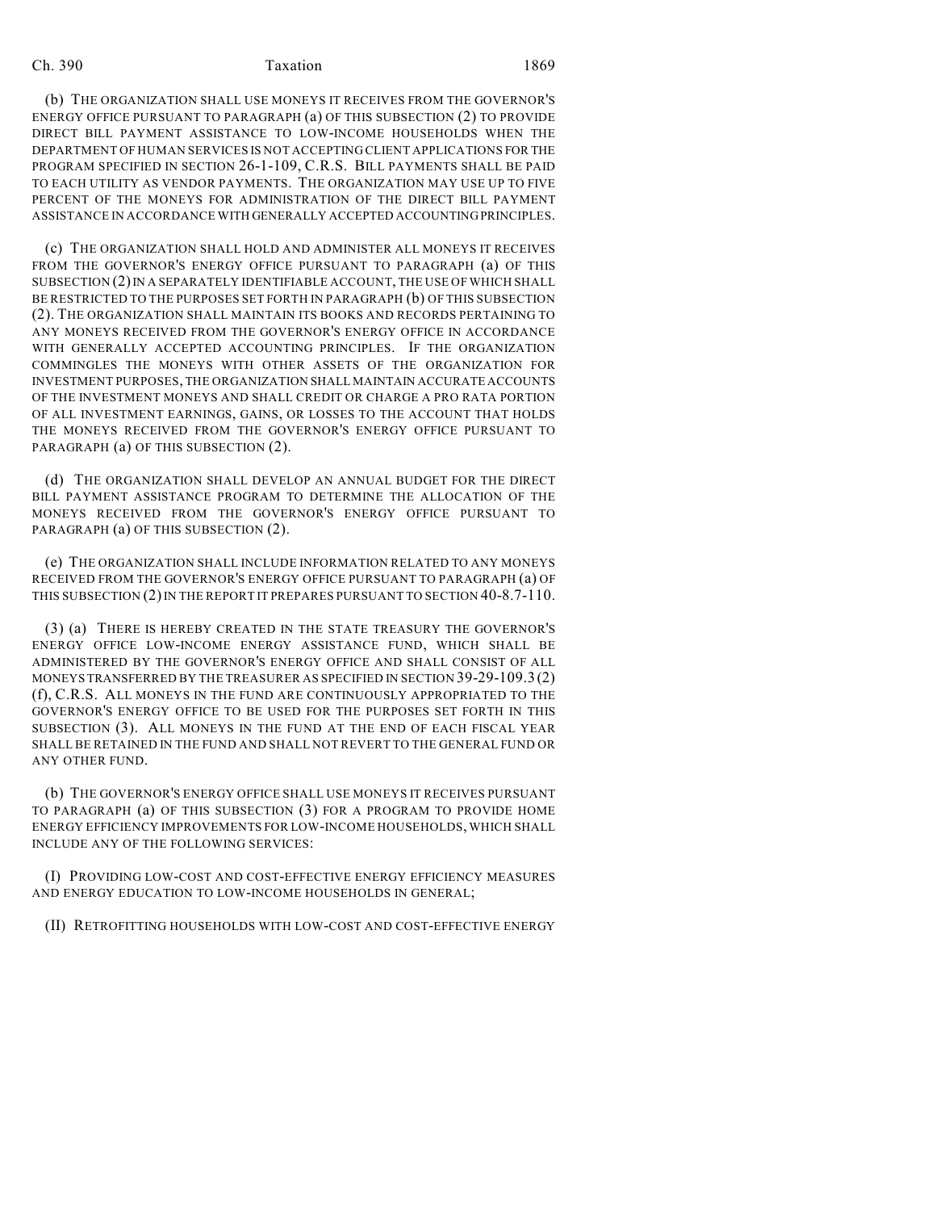(b) THE ORGANIZATION SHALL USE MONEYS IT RECEIVES FROM THE GOVERNOR'S ENERGY OFFICE PURSUANT TO PARAGRAPH (a) OF THIS SUBSECTION (2) TO PROVIDE DIRECT BILL PAYMENT ASSISTANCE TO LOW-INCOME HOUSEHOLDS WHEN THE DEPARTMENT OF HUMAN SERVICES IS NOT ACCEPTING CLIENT APPLICATIONS FOR THE PROGRAM SPECIFIED IN SECTION 26-1-109, C.R.S. BILL PAYMENTS SHALL BE PAID TO EACH UTILITY AS VENDOR PAYMENTS. THE ORGANIZATION MAY USE UP TO FIVE PERCENT OF THE MONEYS FOR ADMINISTRATION OF THE DIRECT BILL PAYMENT ASSISTANCE IN ACCORDANCE WITH GENERALLY ACCEPTED ACCOUNTING PRINCIPLES.

(c) THE ORGANIZATION SHALL HOLD AND ADMINISTER ALL MONEYS IT RECEIVES FROM THE GOVERNOR'S ENERGY OFFICE PURSUANT TO PARAGRAPH (a) OF THIS SUBSECTION (2) IN A SEPARATELY IDENTIFIABLE ACCOUNT, THE USE OF WHICH SHALL BE RESTRICTED TO THE PURPOSES SET FORTH IN PARAGRAPH (b) OF THIS SUBSECTION (2). THE ORGANIZATION SHALL MAINTAIN ITS BOOKS AND RECORDS PERTAINING TO ANY MONEYS RECEIVED FROM THE GOVERNOR'S ENERGY OFFICE IN ACCORDANCE WITH GENERALLY ACCEPTED ACCOUNTING PRINCIPLES. IF THE ORGANIZATION COMMINGLES THE MONEYS WITH OTHER ASSETS OF THE ORGANIZATION FOR INVESTMENT PURPOSES, THE ORGANIZATION SHALL MAINTAIN ACCURATE ACCOUNTS OF THE INVESTMENT MONEYS AND SHALL CREDIT OR CHARGE A PRO RATA PORTION OF ALL INVESTMENT EARNINGS, GAINS, OR LOSSES TO THE ACCOUNT THAT HOLDS THE MONEYS RECEIVED FROM THE GOVERNOR'S ENERGY OFFICE PURSUANT TO PARAGRAPH (a) OF THIS SUBSECTION (2).

(d) THE ORGANIZATION SHALL DEVELOP AN ANNUAL BUDGET FOR THE DIRECT BILL PAYMENT ASSISTANCE PROGRAM TO DETERMINE THE ALLOCATION OF THE MONEYS RECEIVED FROM THE GOVERNOR'S ENERGY OFFICE PURSUANT TO PARAGRAPH (a) OF THIS SUBSECTION (2).

(e) THE ORGANIZATION SHALL INCLUDE INFORMATION RELATED TO ANY MONEYS RECEIVED FROM THE GOVERNOR'S ENERGY OFFICE PURSUANT TO PARAGRAPH (a) OF THIS SUBSECTION (2) IN THE REPORT IT PREPARES PURSUANT TO SECTION 40-8.7-110.

(3) (a) THERE IS HEREBY CREATED IN THE STATE TREASURY THE GOVERNOR'S ENERGY OFFICE LOW-INCOME ENERGY ASSISTANCE FUND, WHICH SHALL BE ADMINISTERED BY THE GOVERNOR'S ENERGY OFFICE AND SHALL CONSIST OF ALL MONEYS TRANSFERRED BY THE TREASURER AS SPECIFIED IN SECTION 39-29-109.3 (2) (f), C.R.S. ALL MONEYS IN THE FUND ARE CONTINUOUSLY APPROPRIATED TO THE GOVERNOR'S ENERGY OFFICE TO BE USED FOR THE PURPOSES SET FORTH IN THIS SUBSECTION (3). ALL MONEYS IN THE FUND AT THE END OF EACH FISCAL YEAR SHALL BE RETAINED IN THE FUND AND SHALL NOT REVERT TO THE GENERAL FUND OR ANY OTHER FUND.

(b) THE GOVERNOR'S ENERGY OFFICE SHALL USE MONEYS IT RECEIVES PURSUANT TO PARAGRAPH (a) OF THIS SUBSECTION (3) FOR A PROGRAM TO PROVIDE HOME ENERGY EFFICIENCY IMPROVEMENTS FOR LOW-INCOME HOUSEHOLDS, WHICH SHALL INCLUDE ANY OF THE FOLLOWING SERVICES:

(I) PROVIDING LOW-COST AND COST-EFFECTIVE ENERGY EFFICIENCY MEASURES AND ENERGY EDUCATION TO LOW-INCOME HOUSEHOLDS IN GENERAL;

(II) RETROFITTING HOUSEHOLDS WITH LOW-COST AND COST-EFFECTIVE ENERGY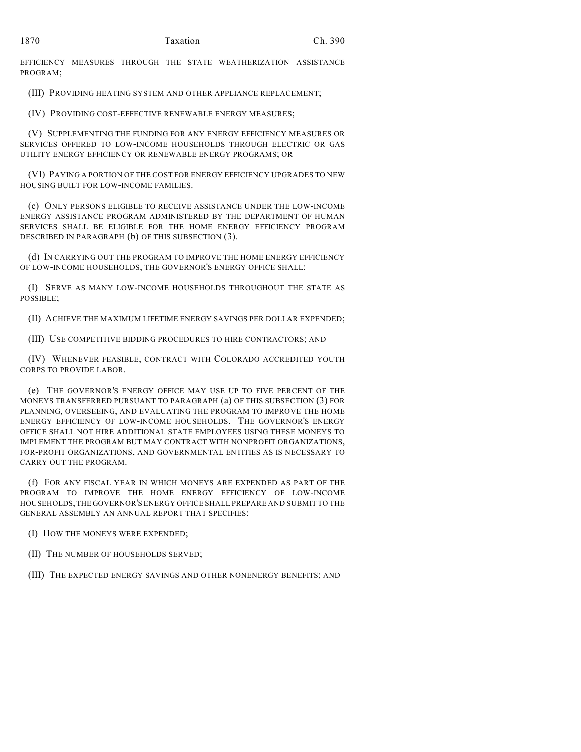EFFICIENCY MEASURES THROUGH THE STATE WEATHERIZATION ASSISTANCE PROGRAM;

(III) PROVIDING HEATING SYSTEM AND OTHER APPLIANCE REPLACEMENT;

(IV) PROVIDING COST-EFFECTIVE RENEWABLE ENERGY MEASURES;

(V) SUPPLEMENTING THE FUNDING FOR ANY ENERGY EFFICIENCY MEASURES OR SERVICES OFFERED TO LOW-INCOME HOUSEHOLDS THROUGH ELECTRIC OR GAS UTILITY ENERGY EFFICIENCY OR RENEWABLE ENERGY PROGRAMS; OR

(VI) PAYING A PORTION OF THE COST FOR ENERGY EFFICIENCY UPGRADES TO NEW HOUSING BUILT FOR LOW-INCOME FAMILIES.

(c) ONLY PERSONS ELIGIBLE TO RECEIVE ASSISTANCE UNDER THE LOW-INCOME ENERGY ASSISTANCE PROGRAM ADMINISTERED BY THE DEPARTMENT OF HUMAN SERVICES SHALL BE ELIGIBLE FOR THE HOME ENERGY EFFICIENCY PROGRAM DESCRIBED IN PARAGRAPH (b) OF THIS SUBSECTION (3).

(d) IN CARRYING OUT THE PROGRAM TO IMPROVE THE HOME ENERGY EFFICIENCY OF LOW-INCOME HOUSEHOLDS, THE GOVERNOR'S ENERGY OFFICE SHALL:

(I) SERVE AS MANY LOW-INCOME HOUSEHOLDS THROUGHOUT THE STATE AS POSSIBLE;

(II) ACHIEVE THE MAXIMUM LIFETIME ENERGY SAVINGS PER DOLLAR EXPENDED;

(III) USE COMPETITIVE BIDDING PROCEDURES TO HIRE CONTRACTORS; AND

(IV) WHENEVER FEASIBLE, CONTRACT WITH COLORADO ACCREDITED YOUTH CORPS TO PROVIDE LABOR.

(e) THE GOVERNOR'S ENERGY OFFICE MAY USE UP TO FIVE PERCENT OF THE MONEYS TRANSFERRED PURSUANT TO PARAGRAPH (a) OF THIS SUBSECTION (3) FOR PLANNING, OVERSEEING, AND EVALUATING THE PROGRAM TO IMPROVE THE HOME ENERGY EFFICIENCY OF LOW-INCOME HOUSEHOLDS. THE GOVERNOR'S ENERGY OFFICE SHALL NOT HIRE ADDITIONAL STATE EMPLOYEES USING THESE MONEYS TO IMPLEMENT THE PROGRAM BUT MAY CONTRACT WITH NONPROFIT ORGANIZATIONS, FOR-PROFIT ORGANIZATIONS, AND GOVERNMENTAL ENTITIES AS IS NECESSARY TO CARRY OUT THE PROGRAM.

(f) FOR ANY FISCAL YEAR IN WHICH MONEYS ARE EXPENDED AS PART OF THE PROGRAM TO IMPROVE THE HOME ENERGY EFFICIENCY OF LOW-INCOME HOUSEHOLDS, THE GOVERNOR'S ENERGY OFFICE SHALL PREPARE AND SUBMIT TO THE GENERAL ASSEMBLY AN ANNUAL REPORT THAT SPECIFIES:

(I) HOW THE MONEYS WERE EXPENDED;

(II) THE NUMBER OF HOUSEHOLDS SERVED;

(III) THE EXPECTED ENERGY SAVINGS AND OTHER NONENERGY BENEFITS; AND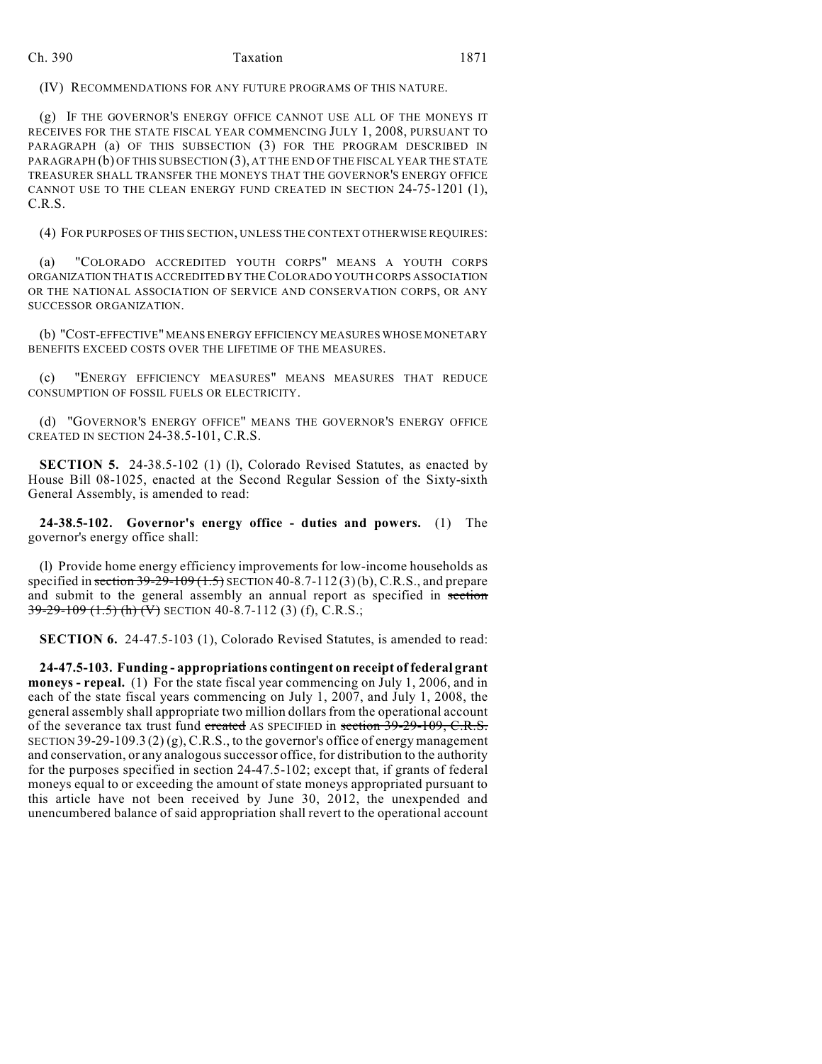(IV) RECOMMENDATIONS FOR ANY FUTURE PROGRAMS OF THIS NATURE.

(g) IF THE GOVERNOR'S ENERGY OFFICE CANNOT USE ALL OF THE MONEYS IT RECEIVES FOR THE STATE FISCAL YEAR COMMENCING JULY 1, 2008, PURSUANT TO PARAGRAPH (a) OF THIS SUBSECTION (3) FOR THE PROGRAM DESCRIBED IN PARAGRAPH (b) OF THIS SUBSECTION (3), AT THE END OF THE FISCAL YEAR THE STATE TREASURER SHALL TRANSFER THE MONEYS THAT THE GOVERNOR'S ENERGY OFFICE CANNOT USE TO THE CLEAN ENERGY FUND CREATED IN SECTION 24-75-1201 (1), C.R.S.

(4) FOR PURPOSES OF THIS SECTION, UNLESS THE CONTEXT OTHERWISE REQUIRES:

(a) "COLORADO ACCREDITED YOUTH CORPS" MEANS A YOUTH CORPS ORGANIZATION THAT IS ACCREDITED BY THE COLORADO YOUTH CORPS ASSOCIATION OR THE NATIONAL ASSOCIATION OF SERVICE AND CONSERVATION CORPS, OR ANY SUCCESSOR ORGANIZATION.

(b) "COST-EFFECTIVE" MEANS ENERGY EFFICIENCY MEASURES WHOSE MONETARY BENEFITS EXCEED COSTS OVER THE LIFETIME OF THE MEASURES.

(c) "ENERGY EFFICIENCY MEASURES" MEANS MEASURES THAT REDUCE CONSUMPTION OF FOSSIL FUELS OR ELECTRICITY.

(d) "GOVERNOR'S ENERGY OFFICE" MEANS THE GOVERNOR'S ENERGY OFFICE CREATED IN SECTION 24-38.5-101, C.R.S.

**SECTION 5.** 24-38.5-102 (1) (l), Colorado Revised Statutes, as enacted by House Bill 08-1025, enacted at the Second Regular Session of the Sixty-sixth General Assembly, is amended to read:

**24-38.5-102. Governor's energy office - duties and powers.** (1) The governor's energy office shall:

(l) Provide home energy efficiency improvements for low-income households as specified in ~~section 39-29-109 (1.5)~~ SECTION 40-8.7-112 (3) (b), C.R.S., and prepare and submit to the general assembly an annual report as specified in ~~section 39-29-109 (1.5) (h) (V)~~ SECTION 40-8.7-112 (3) (f), C.R.S.;

**SECTION 6.** 24-47.5-103 (1), Colorado Revised Statutes, is amended to read:

**24-47.5-103. Funding - appropriations contingent on receipt of federal grant moneys - repeal.** (1) For the state fiscal year commencing on July 1, 2006, and in each of the state fiscal years commencing on July 1, 2007, and July 1, 2008, the general assembly shall appropriate two million dollars from the operational account of the severance tax trust fund ~~created~~ AS SPECIFIED in ~~section 39-29-109, C.R.S.~~ SECTION 39-29-109.3 (2) (g), C.R.S., to the governor's office of energy management and conservation, or any analogous successor office, for distribution to the authority for the purposes specified in section 24-47.5-102; except that, if grants of federal moneys equal to or exceeding the amount of state moneys appropriated pursuant to this article have not been received by June 30, 2012, the unexpended and unencumbered balance of said appropriation shall revert to the operational account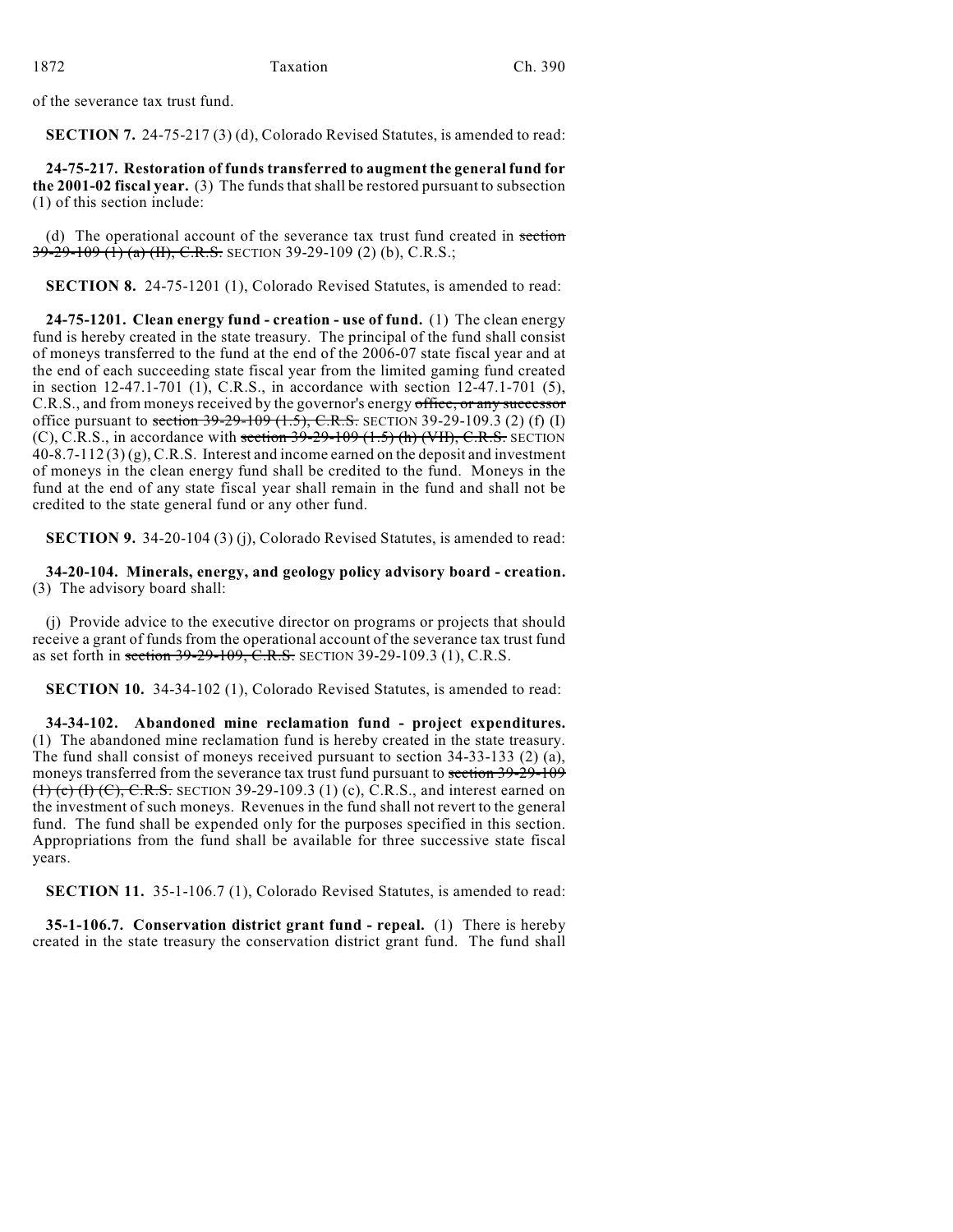of the severance tax trust fund.

**SECTION 7.** 24-75-217 (3) (d), Colorado Revised Statutes, is amended to read:

**24-75-217. Restoration of funds transferred to augment the general fund for the 2001-02 fiscal year.** (3) The funds that shall be restored pursuant to subsection (1) of this section include:

(d) The operational account of the severance tax trust fund created in ~~section 39-29-109 (1) (a) (II), C.R.S.~~ SECTION 39-29-109 (2) (b), C.R.S.;

**SECTION 8.** 24-75-1201 (1), Colorado Revised Statutes, is amended to read:

**24-75-1201. Clean energy fund - creation - use of fund.** (1) The clean energy fund is hereby created in the state treasury. The principal of the fund shall consist of moneys transferred to the fund at the end of the 2006-07 state fiscal year and at the end of each succeeding state fiscal year from the limited gaming fund created in section 12-47.1-701 (1), C.R.S., in accordance with section 12-47.1-701 (5), C.R.S., and from moneys received by the governor's energy ~~office, or any successor~~ office pursuant to ~~section 39-29-109 (1.5), C.R.S.~~ SECTION 39-29-109.3 (2) (f) (I) (C), C.R.S., in accordance with ~~section 39-29-109 (1.5) (h) (VII), C.R.S.~~ SECTION 40-8.7-112 (3) (g), C.R.S. Interest and income earned on the deposit and investment of moneys in the clean energy fund shall be credited to the fund. Moneys in the fund at the end of any state fiscal year shall remain in the fund and shall not be credited to the state general fund or any other fund.

**SECTION 9.** 34-20-104 (3) (j), Colorado Revised Statutes, is amended to read:

**34-20-104. Minerals, energy, and geology policy advisory board - creation.** (3) The advisory board shall:

(j) Provide advice to the executive director on programs or projects that should receive a grant of funds from the operational account of the severance tax trust fund as set forth in ~~section 39-29-109, C.R.S.~~ SECTION 39-29-109.3 (1), C.R.S.

**SECTION 10.** 34-34-102 (1), Colorado Revised Statutes, is amended to read:

**34-34-102. Abandoned mine reclamation fund - project expenditures.** (1) The abandoned mine reclamation fund is hereby created in the state treasury. The fund shall consist of moneys received pursuant to section 34-33-133 (2) (a), moneys transferred from the severance tax trust fund pursuant to ~~section 39-29-109 (1) (c) (I) (C), C.R.S.~~ SECTION 39-29-109.3 (1) (c), C.R.S., and interest earned on the investment of such moneys. Revenues in the fund shall not revert to the general fund. The fund shall be expended only for the purposes specified in this section. Appropriations from the fund shall be available for three successive state fiscal years.

**SECTION 11.** 35-1-106.7 (1), Colorado Revised Statutes, is amended to read:

**35-1-106.7. Conservation district grant fund - repeal.** (1) There is hereby created in the state treasury the conservation district grant fund. The fund shall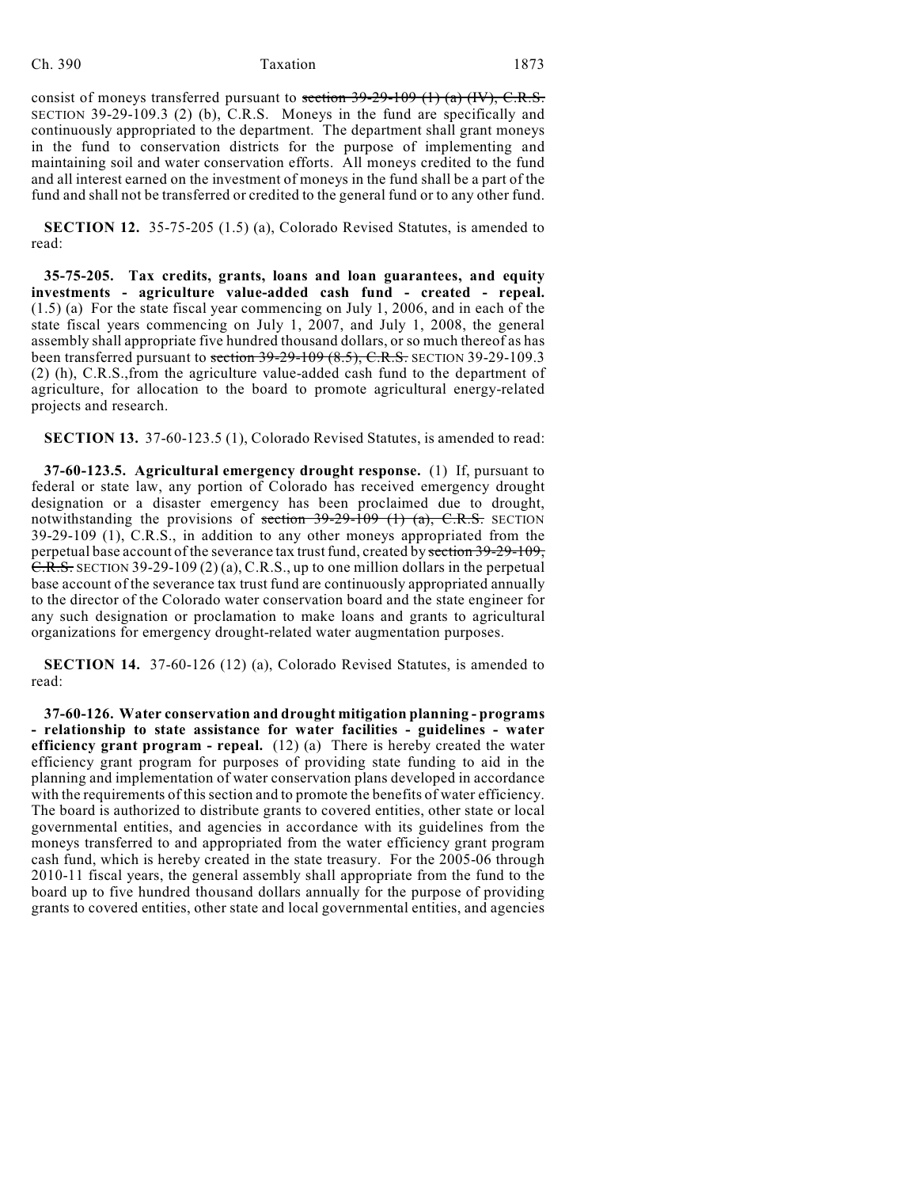consist of moneys transferred pursuant to ~~section 39-29-109 (1) (a) (IV), C.R.S.~~ SECTION 39-29-109.3 (2) (b), C.R.S. Moneys in the fund are specifically and continuously appropriated to the department. The department shall grant moneys in the fund to conservation districts for the purpose of implementing and maintaining soil and water conservation efforts. All moneys credited to the fund and all interest earned on the investment of moneys in the fund shall be a part of the fund and shall not be transferred or credited to the general fund or to any other fund.

**SECTION 12.** 35-75-205 (1.5) (a), Colorado Revised Statutes, is amended to read:

**35-75-205. Tax credits, grants, loans and loan guarantees, and equity investments - agriculture value-added cash fund - created - repeal.** (1.5) (a) For the state fiscal year commencing on July 1, 2006, and in each of the state fiscal years commencing on July 1, 2007, and July 1, 2008, the general assembly shall appropriate five hundred thousand dollars, or so much thereof as has been transferred pursuant to ~~section 39-29-109 (8.5), C.R.S.~~ SECTION 39-29-109.3 (2) (h), C.R.S.,from the agriculture value-added cash fund to the department of agriculture, for allocation to the board to promote agricultural energy-related projects and research.

**SECTION 13.** 37-60-123.5 (1), Colorado Revised Statutes, is amended to read:

**37-60-123.5. Agricultural emergency drought response.** (1) If, pursuant to federal or state law, any portion of Colorado has received emergency drought designation or a disaster emergency has been proclaimed due to drought, notwithstanding the provisions of ~~section 39-29-109 (1) (a), C.R.S.~~ SECTION 39-29-109 (1), C.R.S., in addition to any other moneys appropriated from the perpetual base account of the severance tax trust fund, created by ~~section 39-29-109, C.R.S.~~ SECTION 39-29-109 (2) (a), C.R.S., up to one million dollars in the perpetual base account of the severance tax trust fund are continuously appropriated annually to the director of the Colorado water conservation board and the state engineer for any such designation or proclamation to make loans and grants to agricultural organizations for emergency drought-related water augmentation purposes.

**SECTION 14.** 37-60-126 (12) (a), Colorado Revised Statutes, is amended to read:

**37-60-126. Water conservation and drought mitigation planning - programs - relationship to state assistance for water facilities - guidelines - water efficiency grant program - repeal.** (12) (a) There is hereby created the water efficiency grant program for purposes of providing state funding to aid in the planning and implementation of water conservation plans developed in accordance with the requirements of this section and to promote the benefits of water efficiency. The board is authorized to distribute grants to covered entities, other state or local governmental entities, and agencies in accordance with its guidelines from the moneys transferred to and appropriated from the water efficiency grant program cash fund, which is hereby created in the state treasury. For the 2005-06 through 2010-11 fiscal years, the general assembly shall appropriate from the fund to the board up to five hundred thousand dollars annually for the purpose of providing grants to covered entities, other state and local governmental entities, and agencies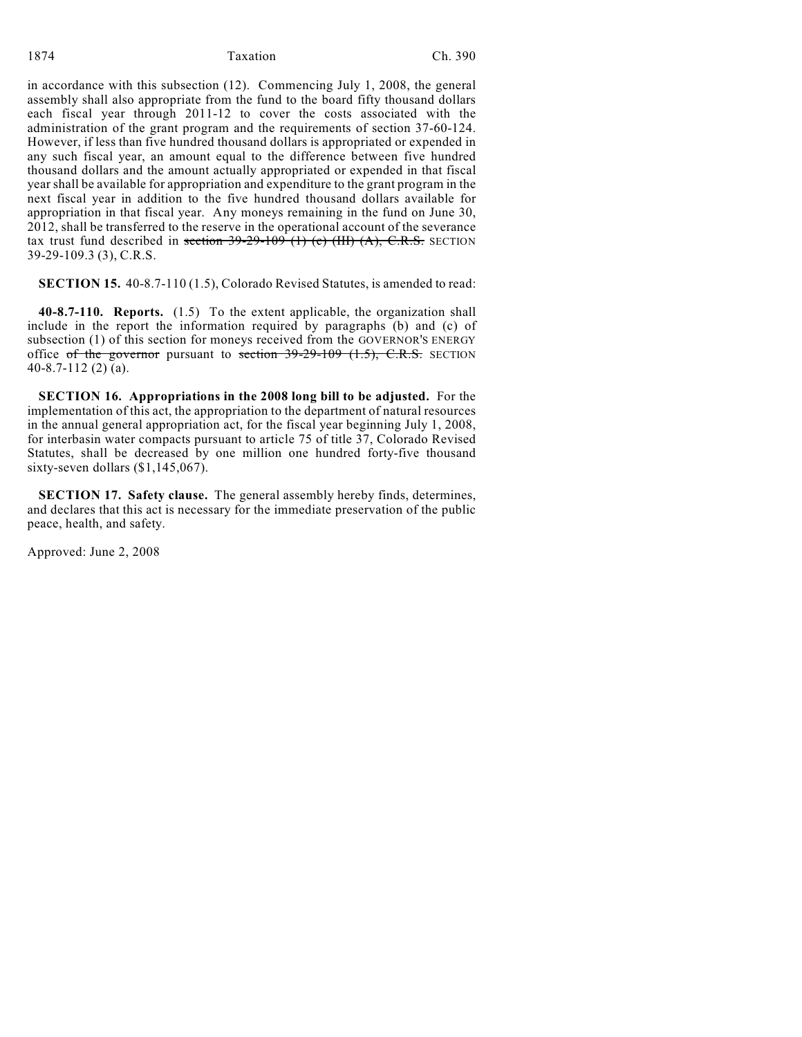in accordance with this subsection (12). Commencing July 1, 2008, the general assembly shall also appropriate from the fund to the board fifty thousand dollars each fiscal year through 2011-12 to cover the costs associated with the administration of the grant program and the requirements of section 37-60-124. However, if less than five hundred thousand dollars is appropriated or expended in any such fiscal year, an amount equal to the difference between five hundred thousand dollars and the amount actually appropriated or expended in that fiscal year shall be available for appropriation and expenditure to the grant program in the next fiscal year in addition to the five hundred thousand dollars available for appropriation in that fiscal year. Any moneys remaining in the fund on June 30, 2012, shall be transferred to the reserve in the operational account of the severance tax trust fund described in ~~section 39-29-109 (1) (c) (III) (A), C.R.S.~~ SECTION 39-29-109.3 (3), C.R.S.

**SECTION 15.** 40-8.7-110 (1.5), Colorado Revised Statutes, is amended to read:

**40-8.7-110. Reports.** (1.5) To the extent applicable, the organization shall include in the report the information required by paragraphs (b) and (c) of subsection (1) of this section for moneys received from the GOVERNOR'S ENERGY office ~~of the governor~~ pursuant to ~~section 39-29-109 (1.5), C.R.S.~~ SECTION 40-8.7-112 (2) (a).

**SECTION 16. Appropriations in the 2008 long bill to be adjusted.** For the implementation of this act, the appropriation to the department of natural resources in the annual general appropriation act, for the fiscal year beginning July 1, 2008, for interbasin water compacts pursuant to article 75 of title 37, Colorado Revised Statutes, shall be decreased by one million one hundred forty-five thousand sixty-seven dollars ($1,145,067).

**SECTION 17. Safety clause.** The general assembly hereby finds, determines, and declares that this act is necessary for the immediate preservation of the public peace, health, and safety.

Approved: June 2, 2008